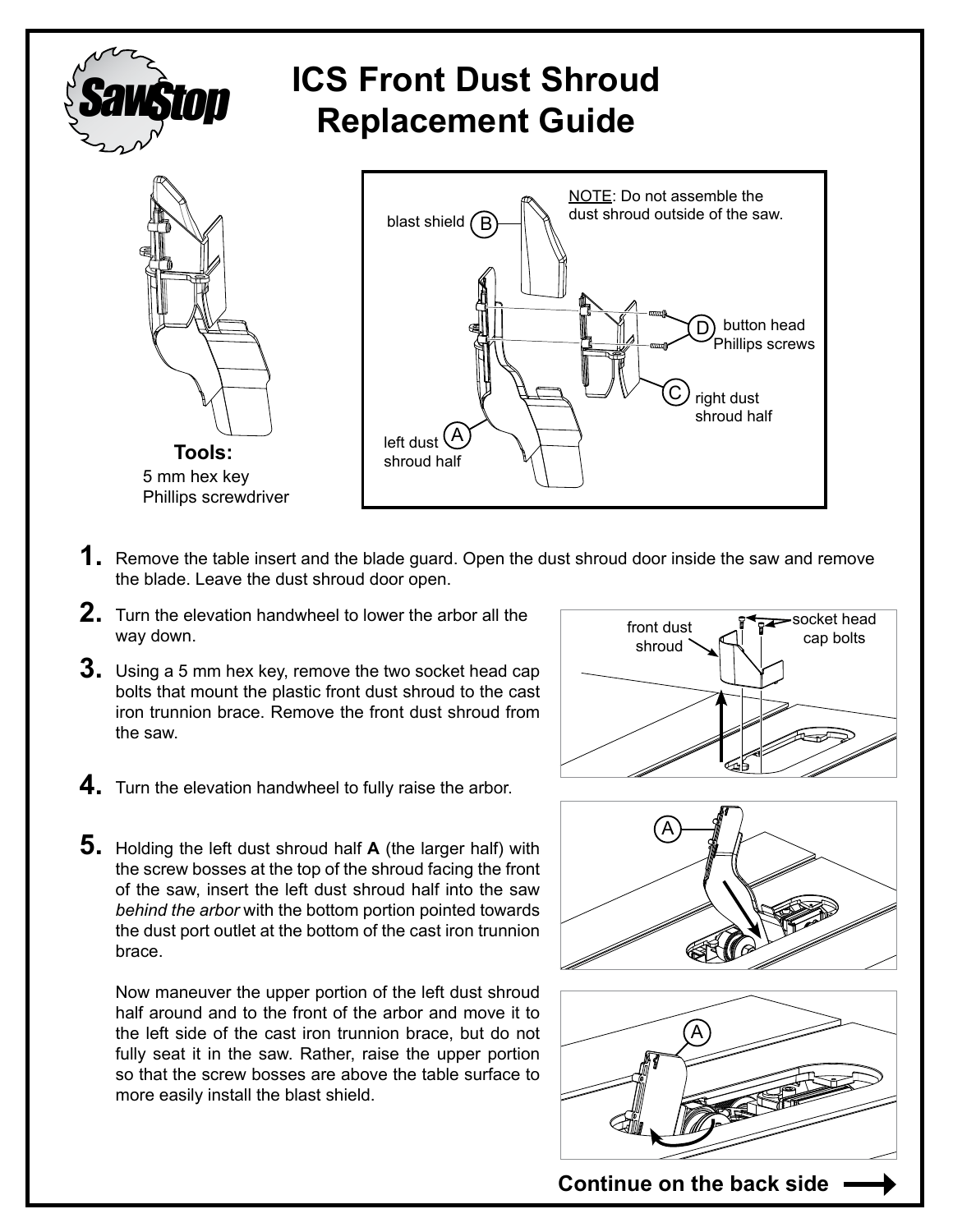# ICS Front Dust Shroud Replacement Guide

blast shield (B)

NOTE: Do not assemble the dust shroud outside of the saw.

(D) button head Phillips screws

(C) right dust shroud half

(A) left dust shroud half

**Tools:**

5 mm hex key
Phillips screwdriver

**1.** Remove the table insert and the blade guard. Open the dust shroud door inside the saw and remove the blade. Leave the dust shroud door open.

**2.** Turn the elevation handwheel to lower the arbor all the way down.

**3.** Using a 5 mm hex key, remove the two socket head cap bolts that mount the plastic front dust shroud to the cast iron trunnion brace. Remove the front dust shroud from the saw.

front dust shroud

socket head cap bolts

**4.** Turn the elevation handwheel to fully raise the arbor.

**5.** Holding the left dust shroud half **A** (the larger half) with the screw bosses at the top of the shroud facing the front of the saw, insert the left dust shroud half into the saw *behind the arbor* with the bottom portion pointed towards the dust port outlet at the bottom of the cast iron trunnion brace.

Now maneuver the upper portion of the left dust shroud half around and to the front of the arbor and move it to the left side of the cast iron trunnion brace, but do not fully seat it in the saw. Rather, raise the upper portion so that the screw bosses are above the table surface to more easily install the blast shield.

**Continue on the back side**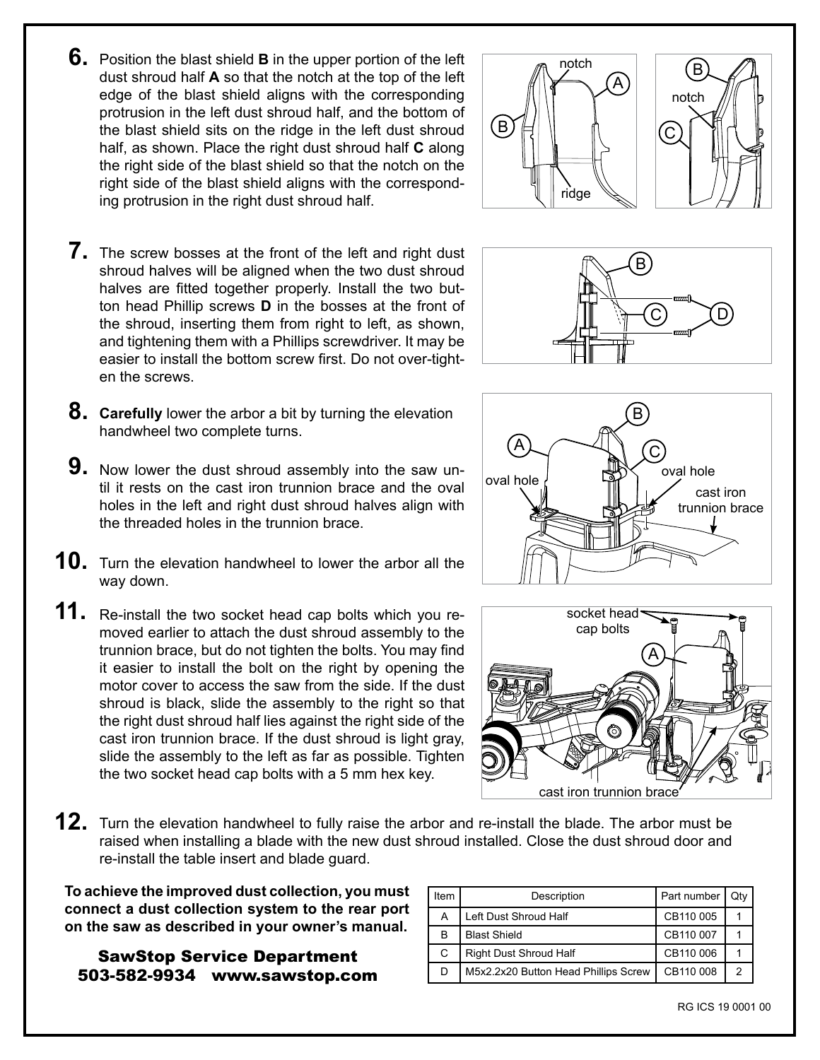6. Position the blast shield **B** in the upper portion of the left dust shroud half **A** so that the notch at the top of the left edge of the blast shield aligns with the corresponding protrusion in the left dust shroud half, and the bottom of the blast shield sits on the ridge in the left dust shroud half, as shown. Place the right dust shroud half **C** along the right side of the blast shield so that the notch on the right side of the blast shield aligns with the corresponding protrusion in the right dust shroud half.

7. The screw bosses at the front of the left and right dust shroud halves will be aligned when the two dust shroud halves are fitted together properly. Install the two button head Phillip screws **D** in the bosses at the front of the shroud, inserting them from right to left, as shown, and tightening them with a Phillips screwdriver. It may be easier to install the bottom screw first. Do not over-tighten the screws.

8. **Carefully** lower the arbor a bit by turning the elevation handwheel two complete turns.

9. Now lower the dust shroud assembly into the saw until it rests on the cast iron trunnion brace and the oval holes in the left and right dust shroud halves align with the threaded holes in the trunnion brace.

10. Turn the elevation handwheel to lower the arbor all the way down.

11. Re-install the two socket head cap bolts which you removed earlier to attach the dust shroud assembly to the trunnion brace, but do not tighten the bolts. You may find it easier to install the bolt on the right by opening the motor cover to access the saw from the side. If the dust shroud is black, slide the assembly to the right so that the right dust shroud half lies against the right side of the cast iron trunnion brace. If the dust shroud is light gray, slide the assembly to the left as far as possible. Tighten the two socket head cap bolts with a 5 mm hex key.

12. Turn the elevation handwheel to fully raise the arbor and re-install the blade. The arbor must be raised when installing a blade with the new dust shroud installed. Close the dust shroud door and re-install the table insert and blade guard.

**To achieve the improved dust collection, you must connect a dust collection system to the rear port on the saw as described in your owner's manual.**

**SawStop Service Department**
**503-582-9934 www.sawstop.com**

| Item | Description | Part number | Qty |
|---|---|---|---|
| A | Left Dust Shroud Half | CB110 005 | 1 |
| B | Blast Shield | CB110 007 | 1 |
| C | Right Dust Shroud Half | CB110 006 | 1 |
| D | M5x2.2x20 Button Head Phillips Screw | CB110 008 | 2 |

RG ICS 19 0001 00